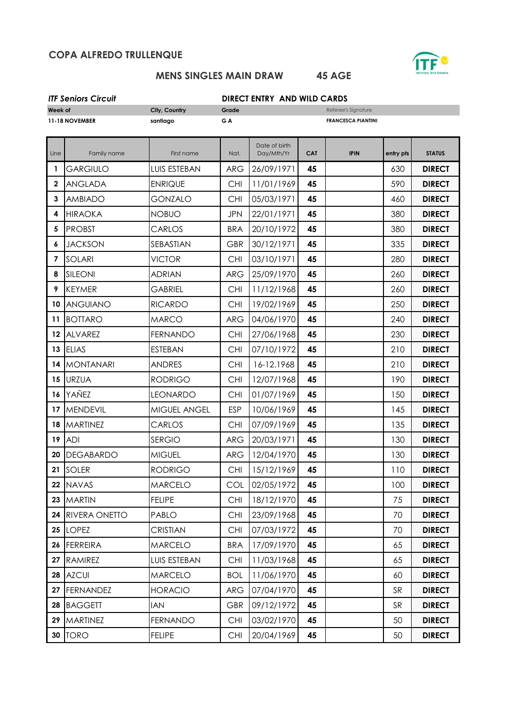## COPA ALFREDO TRULLENQUE

### MENS SINGLES MAIN DRAW 45 AGE

***ITF Seniors Circuit***

**DIRECT ENTRY AND WILD CARDS**

| Week of | City, Country | Grade | Referee's Signature |
|---|---|---|---|
| 11-18 NOVEMBER | santiago | G A | FRANCESCA PIANTINI |

| Line | Family name | First name | Nat. | Date of birth Day/Mth/Yr | CAT | IPIN | entry pts | STATUS |
|---|---|---|---|---|---|---|---|---|
| 1 | GARGIULO | LUIS ESTEBAN | ARG | 26/09/1971 | 45 | | 630 | DIRECT |
| 2 | ANGLADA | ENRIQUE | CHI | 11/01/1969 | 45 | | 590 | DIRECT |
| 3 | AMBIADO | GONZALO | CHI | 05/03/1971 | 45 | | 460 | DIRECT |
| 4 | HIRAOKA | NOBUO | JPN | 22/01/1971 | 45 | | 380 | DIRECT |
| 5 | PROBST | CARLOS | BRA | 20/10/1972 | 45 | | 380 | DIRECT |
| 6 | JACKSON | SEBASTIAN | GBR | 30/12/1971 | 45 | | 335 | DIRECT |
| 7 | SOLARI | VICTOR | CHI | 03/10/1971 | 45 | | 280 | DIRECT |
| 8 | SILEONI | ADRIAN | ARG | 25/09/1970 | 45 | | 260 | DIRECT |
| 9 | KEYMER | GABRIEL | CHI | 11/12/1968 | 45 | | 260 | DIRECT |
| 10 | ANGUIANO | RICARDO | CHI | 19/02/1969 | 45 | | 250 | DIRECT |
| 11 | BOTTARO | MARCO | ARG | 04/06/1970 | 45 | | 240 | DIRECT |
| 12 | ALVAREZ | FERNANDO | CHI | 27/06/1968 | 45 | | 230 | DIRECT |
| 13 | ELIAS | ESTEBAN | CHI | 07/10/1972 | 45 | | 210 | DIRECT |
| 14 | MONTANARI | ANDRES | CHI | 16-12.1968 | 45 | | 210 | DIRECT |
| 15 | URZUA | RODRIGO | CHI | 12/07/1968 | 45 | | 190 | DIRECT |
| 16 | YAÑEZ | LEONARDO | CHI | 01/07/1969 | 45 | | 150 | DIRECT |
| 17 | MENDEVIL | MIGUEL ANGEL | ESP | 10/06/1969 | 45 | | 145 | DIRECT |
| 18 | MARTINEZ | CARLOS | CHI | 07/09/1969 | 45 | | 135 | DIRECT |
| 19 | ADI | SERGIO | ARG | 20/03/1971 | 45 | | 130 | DIRECT |
| 20 | DEGABARDO | MIGUEL | ARG | 12/04/1970 | 45 | | 130 | DIRECT |
| 21 | SOLER | RODRIGO | CHI | 15/12/1969 | 45 | | 110 | DIRECT |
| 22 | NAVAS | MARCELO | COL | 02/05/1972 | 45 | | 100 | DIRECT |
| 23 | MARTIN | FELIPE | CHI | 18/12/1970 | 45 | | 75 | DIRECT |
| 24 | RIVERA ONETTO | PABLO | CHI | 23/09/1968 | 45 | | 70 | DIRECT |
| 25 | LOPEZ | CRISTIAN | CHI | 07/03/1972 | 45 | | 70 | DIRECT |
| 26 | FERREIRA | MARCELO | BRA | 17/09/1970 | 45 | | 65 | DIRECT |
| 27 | RAMIREZ | LUIS ESTEBAN | CHI | 11/03/1968 | 45 | | 65 | DIRECT |
| 28 | AZCUI | MARCELO | BOL | 11/06/1970 | 45 | | 60 | DIRECT |
| 27 | FERNANDEZ | HORACIO | ARG | 07/04/1970 | 45 | | SR | DIRECT |
| 28 | BAGGETT | IAN | GBR | 09/12/1972 | 45 | | SR | DIRECT |
| 29 | MARTINEZ | FERNANDO | CHI | 03/02/1970 | 45 | | 50 | DIRECT |
| 30 | TORO | FELIPE | CHI | 20/04/1969 | 45 | | 50 | DIRECT |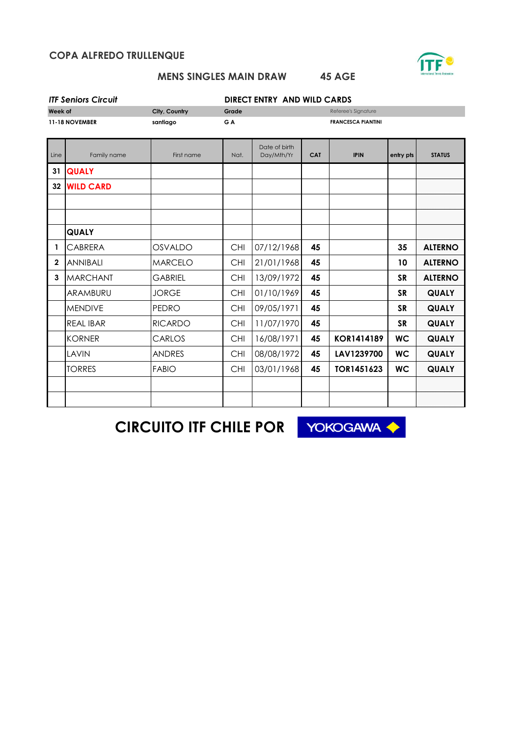COPA ALFREDO TRULLENQUE

MENS SINGLES MAIN DRAW 45 AGE

*ITF Seniors Circuit* DIRECT ENTRY AND WILD CARDS

| Week of | City, Country | Grade | Referee's Signature |
|---|---|---|---|
| 11-18 NOVEMBER | santiago | G A | FRANCESCA PIANTINI |

| Line | Family name | First name | Nat. | Date of birth Day/Mth/Yr | CAT | IPIN | entry pts | STATUS |
|---|---|---|---|---|---|---|---|---|
| 31 | QUALY | | | | | | | |
| 32 | WILD CARD | | | | | | | |
| | | | | | | | | |
| | | | | | | | | |
| | QUALY | | | | | | | |
| 1 | CABRERA | OSVALDO | CHI | 07/12/1968 | 45 | | 35 | ALTERNO |
| 2 | ANNIBALI | MARCELO | CHI | 21/01/1968 | 45 | | 10 | ALTERNO |
| 3 | MARCHANT | GABRIEL | CHI | 13/09/1972 | 45 | | SR | ALTERNO |
| | ARAMBURU | JORGE | CHI | 01/10/1969 | 45 | | SR | QUALY |
| | MENDIVE | PEDRO | CHI | 09/05/1971 | 45 | | SR | QUALY |
| | REAL IBAR | RICARDO | CHI | 11/07/1970 | 45 | | SR | QUALY |
| | KORNER | CARLOS | CHI | 16/08/1971 | 45 | KOR1414189 | WC | QUALY |
| | LAVIN | ANDRES | CHI | 08/08/1972 | 45 | LAV1239700 | WC | QUALY |
| | TORRES | FABIO | CHI | 03/01/1968 | 45 | TOR1451623 | WC | QUALY |
| | | | | | | | | |
| | | | | | | | | |

**CIRCUITO ITF CHILE POR** YOKOGAWA